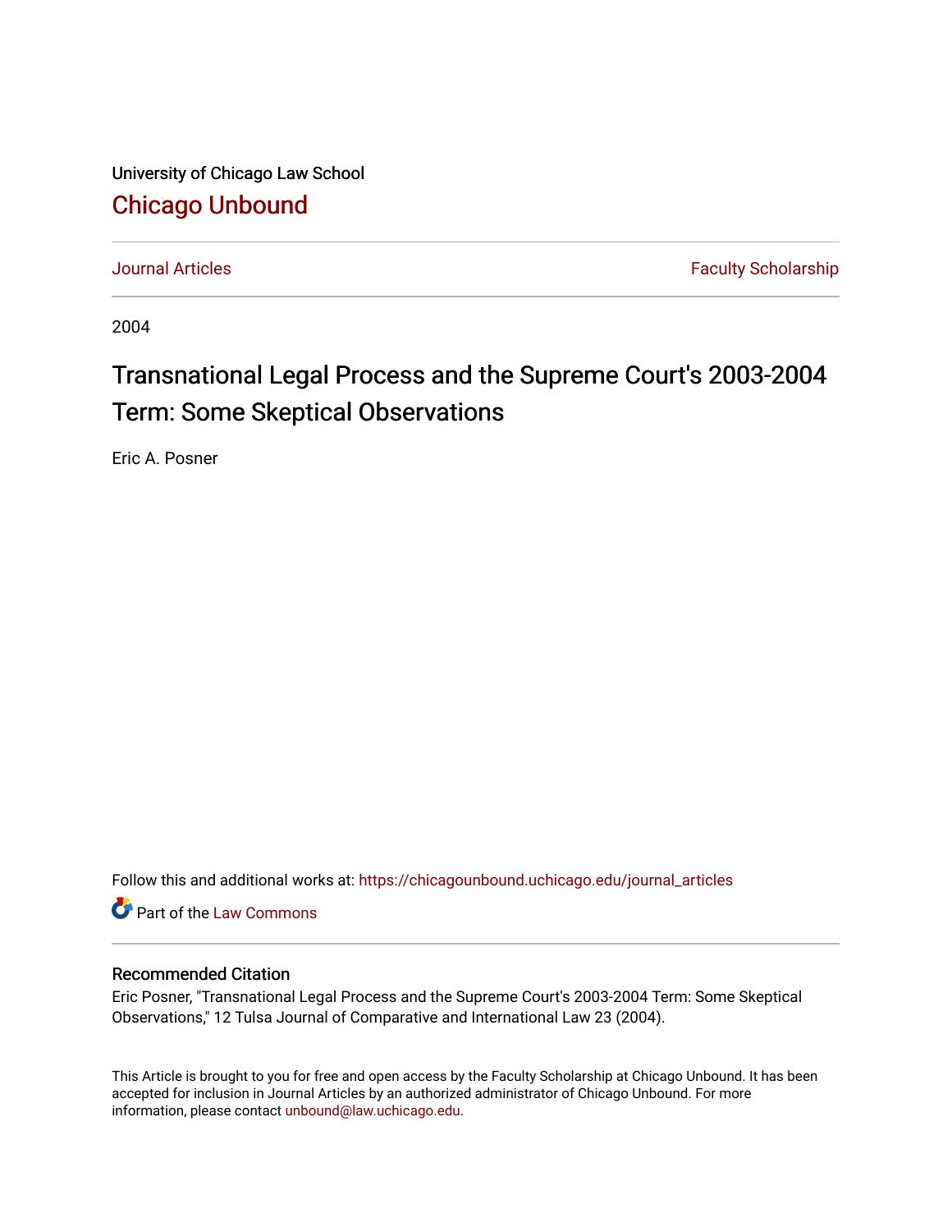University of Chicago Law School

# Chicago Unbound

Journal Articles | Faculty Scholarship

2004

## Transnational Legal Process and the Supreme Court's 2003-2004 Term: Some Skeptical Observations

Eric A. Posner

Follow this and additional works at: https://chicagounbound.uchicago.edu/journal_articles

Part of the Law Commons

### Recommended Citation

Eric Posner, "Transnational Legal Process and the Supreme Court's 2003-2004 Term: Some Skeptical Observations," 12 Tulsa Journal of Comparative and International Law 23 (2004).

This Article is brought to you for free and open access by the Faculty Scholarship at Chicago Unbound. It has been accepted for inclusion in Journal Articles by an authorized administrator of Chicago Unbound. For more information, please contact unbound@law.uchicago.edu.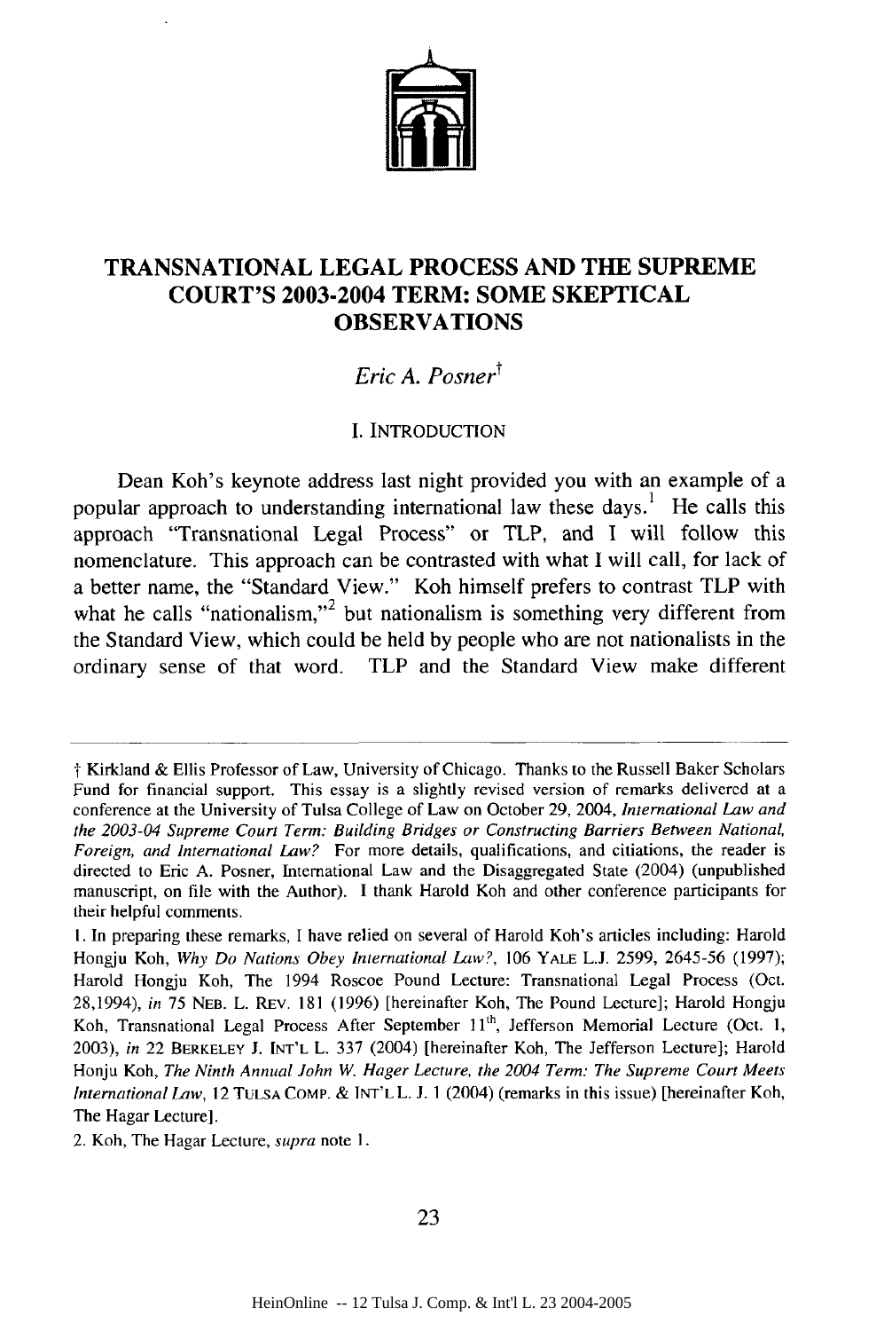# TRANSNATIONAL LEGAL PROCESS AND THE SUPREME COURT'S 2003-2004 TERM: SOME SKEPTICAL OBSERVATIONS

*Eric A. Posner*†

## I. INTRODUCTION

Dean Koh's keynote address last night provided you with an example of a popular approach to understanding international law these days.[1] He calls this approach "Transnational Legal Process" or TLP, and I will follow this nomenclature. This approach can be contrasted with what I will call, for lack of a better name, the "Standard View." Koh himself prefers to contrast TLP with what he calls "nationalism,"[2] but nationalism is something very different from the Standard View, which could be held by people who are not nationalists in the ordinary sense of that word. TLP and the Standard View make different

---

† Kirkland & Ellis Professor of Law, University of Chicago. Thanks to the Russell Baker Scholars Fund for financial support. This essay is a slightly revised version of remarks delivered at a conference at the University of Tulsa College of Law on October 29, 2004, *International Law and the 2003-04 Supreme Court Term: Building Bridges or Constructing Barriers Between National, Foreign, and International Law?* For more details, qualifications, and citiations, the reader is directed to Eric A. Posner, International Law and the Disaggregated State (2004) (unpublished manuscript, on file with the Author). I thank Harold Koh and other conference participants for their helpful comments.

1. In preparing these remarks, I have relied on several of Harold Koh's articles including: Harold Hongju Koh, *Why Do Nations Obey International Law?*, 106 YALE L.J. 2599, 2645-56 (1997); Harold Hongju Koh, The 1994 Roscoe Pound Lecture: Transnational Legal Process (Oct. 28,1994), *in* 75 NEB. L. REV. 181 (1996) [hereinafter Koh, The Pound Lecture]; Harold Hongju Koh, Transnational Legal Process After September 11th, Jefferson Memorial Lecture (Oct. 1, 2003), *in* 22 BERKELEY J. INT'L L. 337 (2004) [hereinafter Koh, The Jefferson Lecture]; Harold Honju Koh, *The Ninth Annual John W. Hager Lecture, the 2004 Term: The Supreme Court Meets International Law*, 12 TULSA COMP. & INT'L L. J. 1 (2004) (remarks in this issue) [hereinafter Koh, The Hagar Lecture].

2. Koh, The Hagar Lecture, *supra* note 1.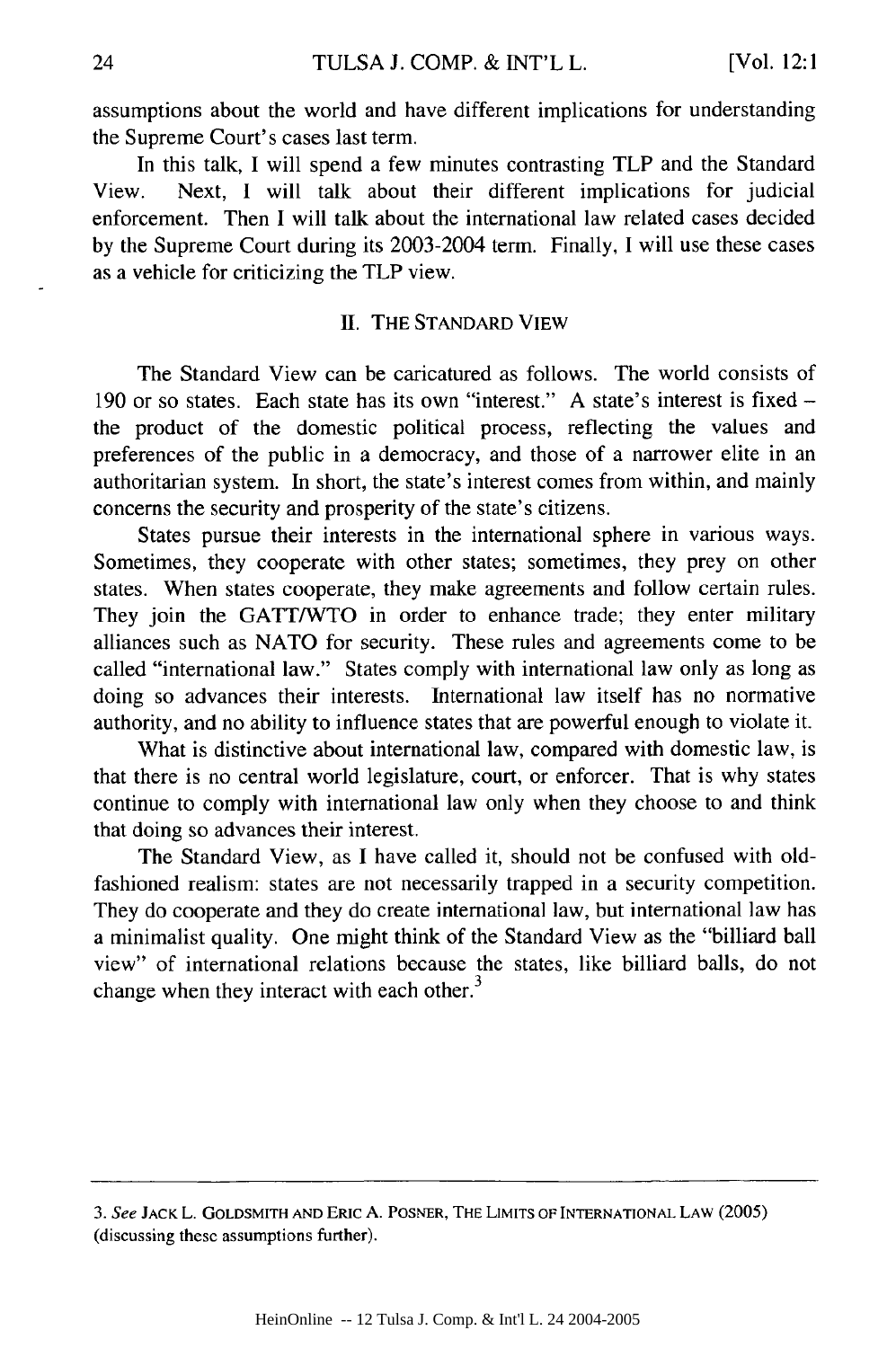assumptions about the world and have different implications for understanding the Supreme Court's cases last term.

In this talk, I will spend a few minutes contrasting TLP and the Standard View. Next, I will talk about their different implications for judicial enforcement. Then I will talk about the international law related cases decided by the Supreme Court during its 2003-2004 term. Finally, I will use these cases as a vehicle for criticizing the TLP view.

## II. THE STANDARD VIEW

The Standard View can be caricatured as follows. The world consists of 190 or so states. Each state has its own "interest." A state's interest is fixed – the product of the domestic political process, reflecting the values and preferences of the public in a democracy, and those of a narrower elite in an authoritarian system. In short, the state's interest comes from within, and mainly concerns the security and prosperity of the state's citizens.

States pursue their interests in the international sphere in various ways. Sometimes, they cooperate with other states; sometimes, they prey on other states. When states cooperate, they make agreements and follow certain rules. They join the GATT/WTO in order to enhance trade; they enter military alliances such as NATO for security. These rules and agreements come to be called "international law." States comply with international law only as long as doing so advances their interests. International law itself has no normative authority, and no ability to influence states that are powerful enough to violate it.

What is distinctive about international law, compared with domestic law, is that there is no central world legislature, court, or enforcer. That is why states continue to comply with international law only when they choose to and think that doing so advances their interest.

The Standard View, as I have called it, should not be confused with old-fashioned realism: states are not necessarily trapped in a security competition. They do cooperate and they do create international law, but international law has a minimalist quality. One might think of the Standard View as the "billiard ball view" of international relations because the states, like billiard balls, do not change when they interact with each other.[3]

---

3. *See* JACK L. GOLDSMITH AND ERIC A. POSNER, THE LIMITS OF INTERNATIONAL LAW (2005) (discussing these assumptions further).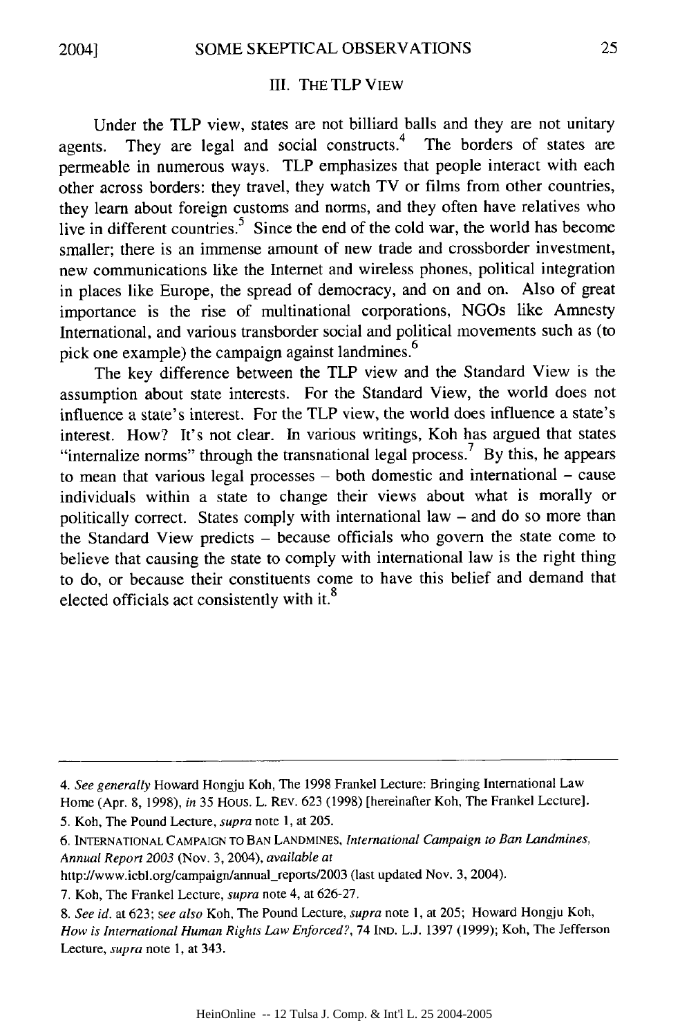### III. THE TLP VIEW

Under the TLP view, states are not billiard balls and they are not unitary agents. They are legal and social constructs.[4] The borders of states are permeable in numerous ways. TLP emphasizes that people interact with each other across borders: they travel, they watch TV or films from other countries, they learn about foreign customs and norms, and they often have relatives who live in different countries.[5] Since the end of the cold war, the world has become smaller; there is an immense amount of new trade and crossborder investment, new communications like the Internet and wireless phones, political integration in places like Europe, the spread of democracy, and on and on. Also of great importance is the rise of multinational corporations, NGOs like Amnesty International, and various transborder social and political movements such as (to pick one example) the campaign against landmines.[6]

The key difference between the TLP view and the Standard View is the assumption about state interests. For the Standard View, the world does not influence a state's interest. For the TLP view, the world does influence a state's interest. How? It's not clear. In various writings, Koh has argued that states "internalize norms" through the transnational legal process.[7] By this, he appears to mean that various legal processes – both domestic and international – cause individuals within a state to change their views about what is morally or politically correct. States comply with international law – and do so more than the Standard View predicts – because officials who govern the state come to believe that causing the state to comply with international law is the right thing to do, or because their constituents come to have this belief and demand that elected officials act consistently with it.[8]

---

4. *See generally* Howard Hongju Koh, The 1998 Frankel Lecture: Bringing International Law Home (Apr. 8, 1998), *in* 35 HOUS. L. REV. 623 (1998) [hereinafter Koh, The Frankel Lecture].

5. Koh, The Pound Lecture, *supra* note 1, at 205.

6. INTERNATIONAL CAMPAIGN TO BAN LANDMINES, *International Campaign to Ban Landmines, Annual Report 2003* (Nov. 3, 2004), *available at* http://www.icbl.org/campaign/annual_reports/2003 (last updated Nov. 3, 2004).

7. Koh, The Frankel Lecture, *supra* note 4, at 626-27.

8. *See id.* at 623; *see also* Koh, The Pound Lecture, *supra* note 1, at 205; Howard Hongju Koh, *How is International Human Rights Law Enforced?*, 74 IND. L.J. 1397 (1999); Koh, The Jefferson Lecture, *supra* note 1, at 343.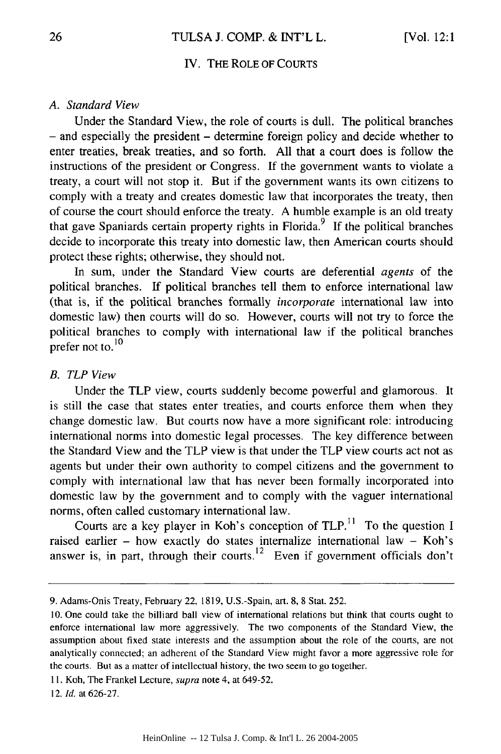## IV. THE ROLE OF COURTS

### *A. Standard View*

Under the Standard View, the role of courts is dull. The political branches – and especially the president – determine foreign policy and decide whether to enter treaties, break treaties, and so forth. All that a court does is follow the instructions of the president or Congress. If the government wants to violate a treaty, a court will not stop it. But if the government wants its own citizens to comply with a treaty and creates domestic law that incorporates the treaty, then of course the court should enforce the treaty. A humble example is an old treaty that gave Spaniards certain property rights in Florida.[9] If the political branches decide to incorporate this treaty into domestic law, then American courts should protect these rights; otherwise, they should not.

In sum, under the Standard View courts are deferential *agents* of the political branches. If political branches tell them to enforce international law (that is, if the political branches formally *incorporate* international law into domestic law) then courts will do so. However, courts will not try to force the political branches to comply with international law if the political branches prefer not to.[10]

### *B. TLP View*

Under the TLP view, courts suddenly become powerful and glamorous. It is still the case that states enter treaties, and courts enforce them when they change domestic law. But courts now have a more significant role: introducing international norms into domestic legal processes. The key difference between the Standard View and the TLP view is that under the TLP view courts act not as agents but under their own authority to compel citizens and the government to comply with international law that has never been formally incorporated into domestic law by the government and to comply with the vaguer international norms, often called customary international law.

Courts are a key player in Koh's conception of TLP.[11] To the question I raised earlier – how exactly do states internalize international law – Koh's answer is, in part, through their courts.[12] Even if government officials don't

---

9. Adams-Onis Treaty, February 22, 1819, U.S.-Spain, art. 8, 8 Stat. 252.

10. One could take the billiard ball view of international relations but think that courts ought to enforce international law more aggressively. The two components of the Standard View, the assumption about fixed state interests and the assumption about the role of the courts, are not analytically connected; an adherent of the Standard View might favor a more aggressive role for the courts. But as a matter of intellectual history, the two seem to go together.

11. Koh, The Frankel Lecture, *supra* note 4, at 649-52.

12. *Id.* at 626-27.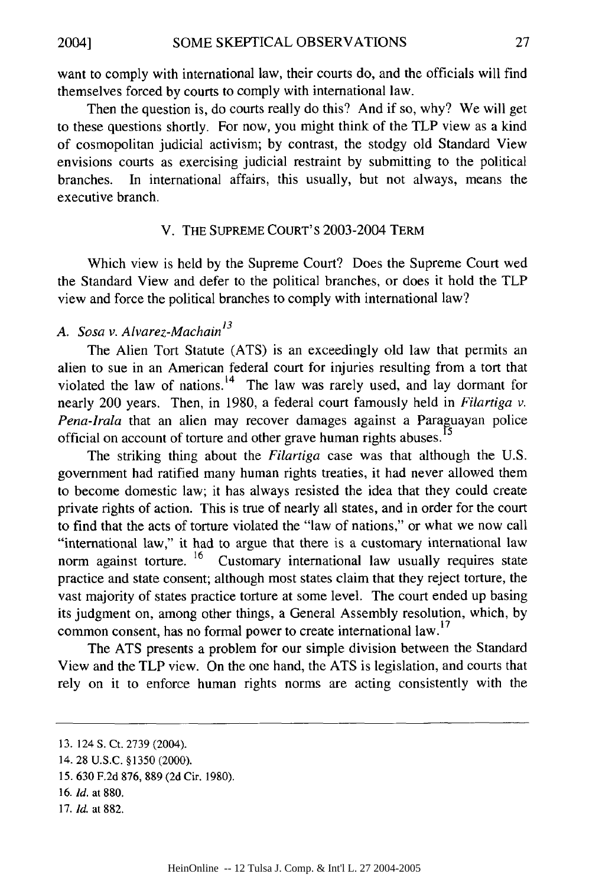want to comply with international law, their courts do, and the officials will find themselves forced by courts to comply with international law.

Then the question is, do courts really do this? And if so, why? We will get to these questions shortly. For now, you might think of the TLP view as a kind of cosmopolitan judicial activism; by contrast, the stodgy old Standard View envisions courts as exercising judicial restraint by submitting to the political branches. In international affairs, this usually, but not always, means the executive branch.

## V. THE SUPREME COURT'S 2003-2004 TERM

Which view is held by the Supreme Court? Does the Supreme Court wed the Standard View and defer to the political branches, or does it hold the TLP view and force the political branches to comply with international law?

### A. *Sosa v. Alvarez-Machain*[13]

The Alien Tort Statute (ATS) is an exceedingly old law that permits an alien to sue in an American federal court for injuries resulting from a tort that violated the law of nations.[14] The law was rarely used, and lay dormant for nearly 200 years. Then, in 1980, a federal court famously held in *Filartiga v. Pena-Irala* that an alien may recover damages against a Paraguayan police official on account of torture and other grave human rights abuses.[15]

The striking thing about the *Filartiga* case was that although the U.S. government had ratified many human rights treaties, it had never allowed them to become domestic law; it has always resisted the idea that they could create private rights of action. This is true of nearly all states, and in order for the court to find that the acts of torture violated the "law of nations," or what we now call "international law," it had to argue that there is a customary international law norm against torture.[16] Customary international law usually requires state practice and state consent; although most states claim that they reject torture, the vast majority of states practice torture at some level. The court ended up basing its judgment on, among other things, a General Assembly resolution, which, by common consent, has no formal power to create international law.[17]

The ATS presents a problem for our simple division between the Standard View and the TLP view. On the one hand, the ATS is legislation, and courts that rely on it to enforce human rights norms are acting consistently with the

---

13. 124 S. Ct. 2739 (2004).
14. 28 U.S.C. §1350 (2000).
15. 630 F.2d 876, 889 (2d Cir. 1980).
16. *Id.* at 880.
17. *Id.* at 882.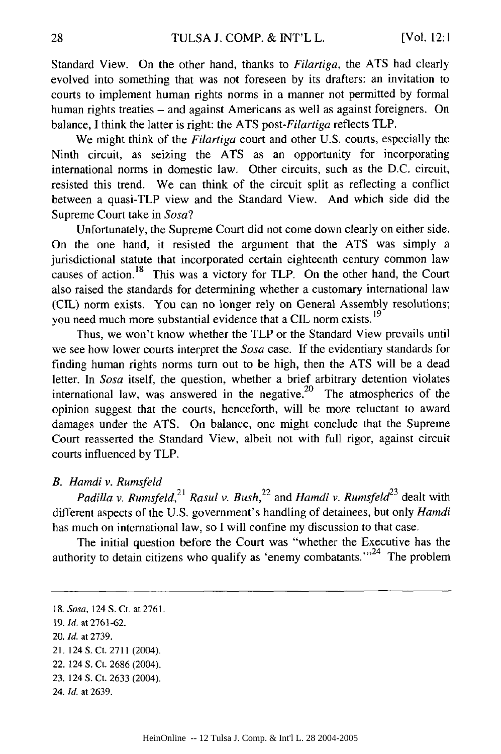Standard View. On the other hand, thanks to *Filartiga*, the ATS had clearly evolved into something that was not foreseen by its drafters: an invitation to courts to implement human rights norms in a manner not permitted by formal human rights treaties – and against Americans as well as against foreigners. On balance, I think the latter is right: the ATS post-*Filartiga* reflects TLP.

We might think of the *Filartiga* court and other U.S. courts, especially the Ninth circuit, as seizing the ATS as an opportunity for incorporating international norms in domestic law. Other circuits, such as the D.C. circuit, resisted this trend. We can think of the circuit split as reflecting a conflict between a quasi-TLP view and the Standard View. And which side did the Supreme Court take in *Sosa*?

Unfortunately, the Supreme Court did not come down clearly on either side. On the one hand, it resisted the argument that the ATS was simply a jurisdictional statute that incorporated certain eighteenth century common law causes of action.[18] This was a victory for TLP. On the other hand, the Court also raised the standards for determining whether a customary international law (CIL) norm exists. You can no longer rely on General Assembly resolutions; you need much more substantial evidence that a CIL norm exists.[19]

Thus, we won't know whether the TLP or the Standard View prevails until we see how lower courts interpret the *Sosa* case. If the evidentiary standards for finding human rights norms turn out to be high, then the ATS will be a dead letter. In *Sosa* itself, the question, whether a brief arbitrary detention violates international law, was answered in the negative.[20] The atmospherics of the opinion suggest that the courts, henceforth, will be more reluctant to award damages under the ATS. On balance, one might conclude that the Supreme Court reasserted the Standard View, albeit not with full rigor, against circuit courts influenced by TLP.

### *B. Hamdi v. Rumsfeld*

*Padilla v. Rumsfeld*,[21] *Rasul v. Bush*,[22] and *Hamdi v. Rumsfeld*[23] dealt with different aspects of the U.S. government's handling of detainees, but only *Hamdi* has much on international law, so I will confine my discussion to that case.

The initial question before the Court was "whether the Executive has the authority to detain citizens who qualify as 'enemy combatants.'"[24] The problem

---

18. *Sosa*, 124 S. Ct. at 2761.
19. *Id.* at 2761-62.
20. *Id.* at 2739.
21. 124 S. Ct. 2711 (2004).
22. 124 S. Ct. 2686 (2004).
23. 124 S. Ct. 2633 (2004).
24. *Id.* at 2639.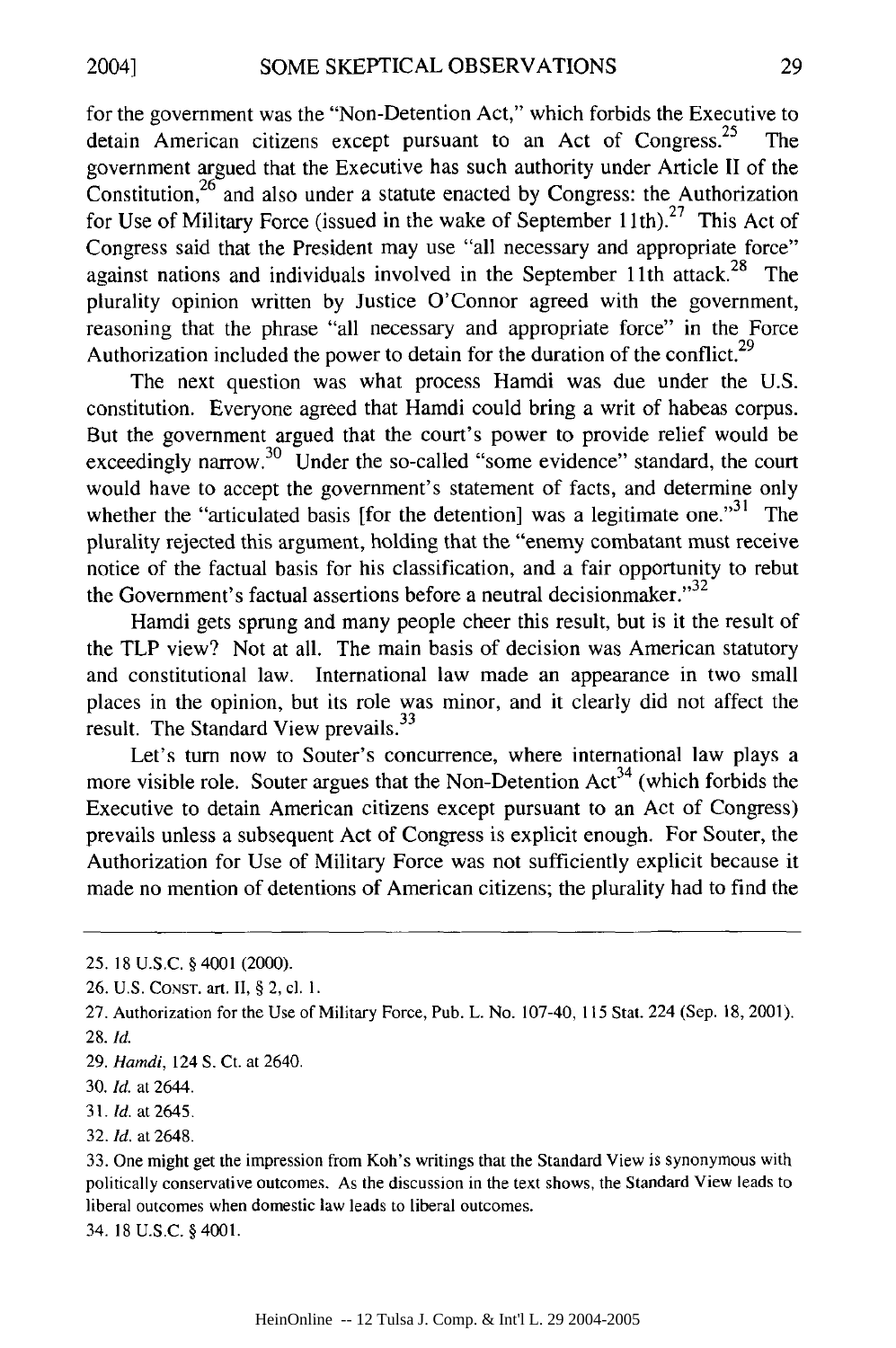for the government was the "Non-Detention Act," which forbids the Executive to detain American citizens except pursuant to an Act of Congress.[25] The government argued that the Executive has such authority under Article II of the Constitution,[26] and also under a statute enacted by Congress: the Authorization for Use of Military Force (issued in the wake of September 11th).[27] This Act of Congress said that the President may use "all necessary and appropriate force" against nations and individuals involved in the September 11th attack.[28] The plurality opinion written by Justice O'Connor agreed with the government, reasoning that the phrase "all necessary and appropriate force" in the Force Authorization included the power to detain for the duration of the conflict.[29]

The next question was what process Hamdi was due under the U.S. constitution. Everyone agreed that Hamdi could bring a writ of habeas corpus. But the government argued that the court's power to provide relief would be exceedingly narrow.[30] Under the so-called "some evidence" standard, the court would have to accept the government's statement of facts, and determine only whether the "articulated basis [for the detention] was a legitimate one."[31] The plurality rejected this argument, holding that the "enemy combatant must receive notice of the factual basis for his classification, and a fair opportunity to rebut the Government's factual assertions before a neutral decisionmaker."[32]

Hamdi gets sprung and many people cheer this result, but is it the result of the TLP view? Not at all. The main basis of decision was American statutory and constitutional law. International law made an appearance in two small places in the opinion, but its role was minor, and it clearly did not affect the result. The Standard View prevails.[33]

Let's turn now to Souter's concurrence, where international law plays a more visible role. Souter argues that the Non-Detention Act[34] (which forbids the Executive to detain American citizens except pursuant to an Act of Congress) prevails unless a subsequent Act of Congress is explicit enough. For Souter, the Authorization for Use of Military Force was not sufficiently explicit because it made no mention of detentions of American citizens; the plurality had to find the

---

25. 18 U.S.C. § 4001 (2000).

26. U.S. CONST. art. II, § 2, cl. 1.

27. Authorization for the Use of Military Force, Pub. L. No. 107-40, 115 Stat. 224 (Sep. 18, 2001).

28. *Id.*

29. *Hamdi*, 124 S. Ct. at 2640.

30. *Id.* at 2644.

31. *Id.* at 2645.

32. *Id.* at 2648.

33. One might get the impression from Koh's writings that the Standard View is synonymous with politically conservative outcomes. As the discussion in the text shows, the Standard View leads to liberal outcomes when domestic law leads to liberal outcomes.

34. 18 U.S.C. § 4001.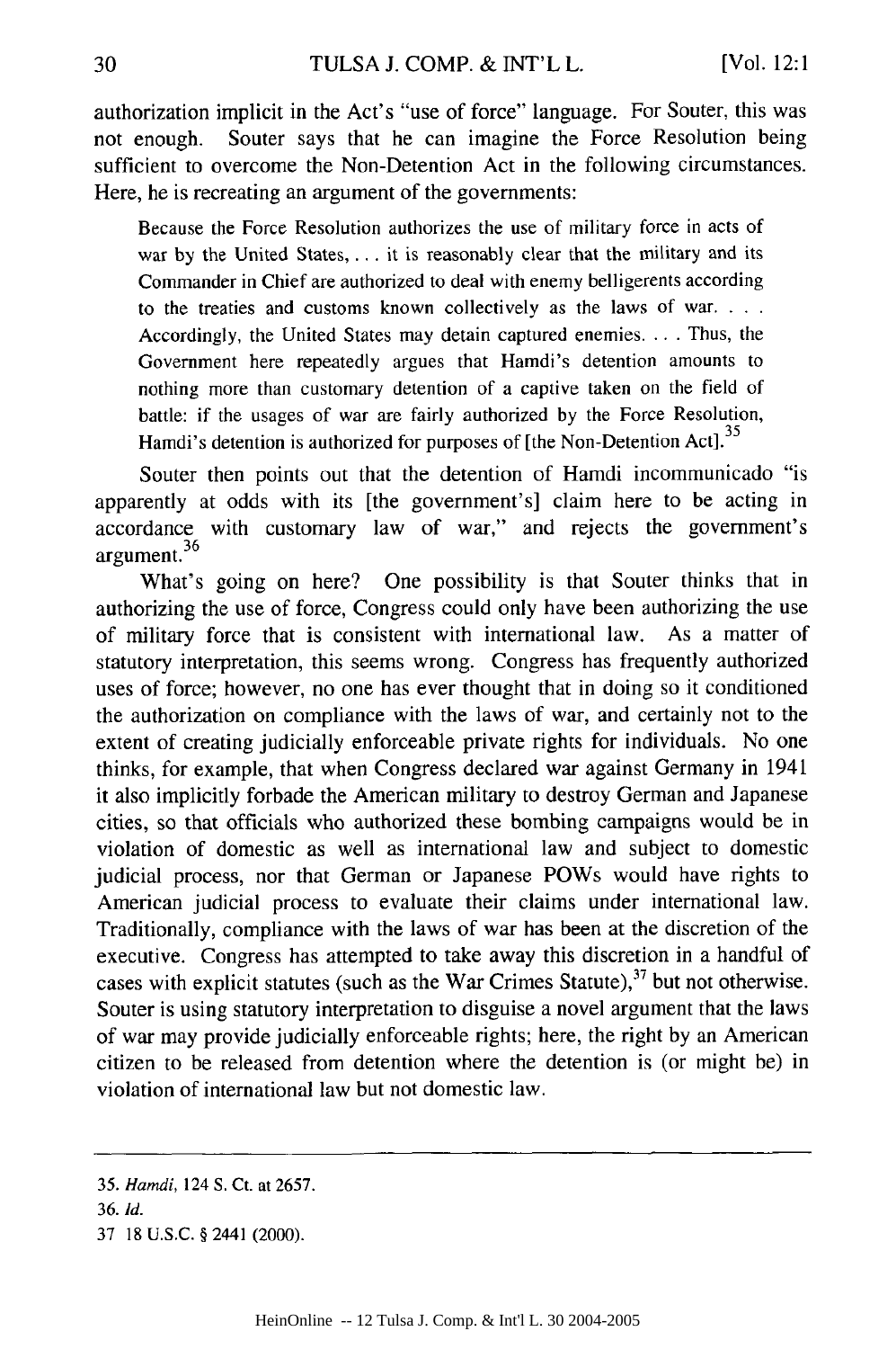authorization implicit in the Act's "use of force" language. For Souter, this was not enough. Souter says that he can imagine the Force Resolution being sufficient to overcome the Non-Detention Act in the following circumstances. Here, he is recreating an argument of the governments:

> Because the Force Resolution authorizes the use of military force in acts of war by the United States, . . . it is reasonably clear that the military and its Commander in Chief are authorized to deal with enemy belligerents according to the treaties and customs known collectively as the laws of war. . . . Accordingly, the United States may detain captured enemies. . . . Thus, the Government here repeatedly argues that Hamdi's detention amounts to nothing more than customary detention of a captive taken on the field of battle: if the usages of war are fairly authorized by the Force Resolution, Hamdi's detention is authorized for purposes of [the Non-Detention Act].[35]

Souter then points out that the detention of Hamdi incommunicado "is apparently at odds with its [the government's] claim here to be acting in accordance with customary law of war," and rejects the government's argument.[36]

What's going on here? One possibility is that Souter thinks that in authorizing the use of force, Congress could only have been authorizing the use of military force that is consistent with international law. As a matter of statutory interpretation, this seems wrong. Congress has frequently authorized uses of force; however, no one has ever thought that in doing so it conditioned the authorization on compliance with the laws of war, and certainly not to the extent of creating judicially enforceable private rights for individuals. No one thinks, for example, that when Congress declared war against Germany in 1941 it also implicitly forbade the American military to destroy German and Japanese cities, so that officials who authorized these bombing campaigns would be in violation of domestic as well as international law and subject to domestic judicial process, nor that German or Japanese POWs would have rights to American judicial process to evaluate their claims under international law. Traditionally, compliance with the laws of war has been at the discretion of the executive. Congress has attempted to take away this discretion in a handful of cases with explicit statutes (such as the War Crimes Statute),[37] but not otherwise. Souter is using statutory interpretation to disguise a novel argument that the laws of war may provide judicially enforceable rights; here, the right by an American citizen to be released from detention where the detention is (or might be) in violation of international law but not domestic law.

---

35. *Hamdi*, 124 S. Ct. at 2657.

36. *Id.*

37 18 U.S.C. § 2441 (2000).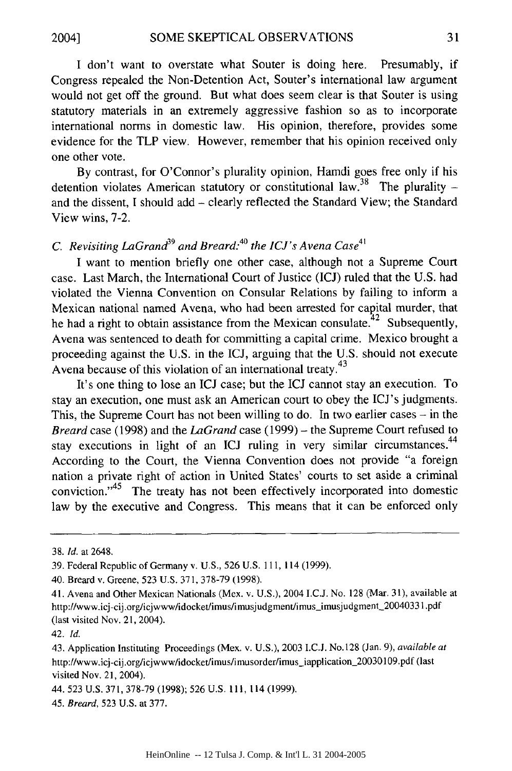I don't want to overstate what Souter is doing here. Presumably, if Congress repealed the Non-Detention Act, Souter's international law argument would not get off the ground. But what does seem clear is that Souter is using statutory materials in an extremely aggressive fashion so as to incorporate international norms in domestic law. His opinion, therefore, provides some evidence for the TLP view. However, remember that his opinion received only one other vote.

By contrast, for O'Connor's plurality opinion, Hamdi goes free only if his detention violates American statutory or constitutional law.[38] The plurality – and the dissent, I should add – clearly reflected the Standard View; the Standard View wins, 7-2.

### C. *Revisiting LaGrand*[39] *and Breard:*[40] *the ICJ's Avena Case*[41]

I want to mention briefly one other case, although not a Supreme Court case. Last March, the International Court of Justice (ICJ) ruled that the U.S. had violated the Vienna Convention on Consular Relations by failing to inform a Mexican national named Avena, who had been arrested for capital murder, that he had a right to obtain assistance from the Mexican consulate.[42] Subsequently, Avena was sentenced to death for committing a capital crime. Mexico brought a proceeding against the U.S. in the ICJ, arguing that the U.S. should not execute Avena because of this violation of an international treaty.[43]

It's one thing to lose an ICJ case; but the ICJ cannot stay an execution. To stay an execution, one must ask an American court to obey the ICJ's judgments. This, the Supreme Court has not been willing to do. In two earlier cases – in the *Breard* case (1998) and the *LaGrand* case (1999) – the Supreme Court refused to stay executions in light of an ICJ ruling in very similar circumstances.[44] According to the Court, the Vienna Convention does not provide "a foreign nation a private right of action in United States' courts to set aside a criminal conviction."[45] The treaty has not been effectively incorporated into domestic law by the executive and Congress. This means that it can be enforced only

---

38. *Id.* at 2648.

39. Federal Republic of Germany v. U.S., 526 U.S. 111, 114 (1999).

40. Breard v. Greene, 523 U.S. 371, 378-79 (1998).

41. Avena and Other Mexican Nationals (Mex. v. U.S.), 2004 I.C.J. No. 128 (Mar. 31), available at http://www.icj-cij.org/icjwww/idocket/imus/imusjudgment/imus_imusjudgment_20040331.pdf (last visited Nov. 21, 2004).

42. *Id.*

43. Application Instituting Proceedings (Mex. v. U.S.), 2003 I.C.J. No.128 (Jan. 9), *available at* http://www.icj-cij.org/icjwww/idocket/imus/imusorder/imus_iapplication_20030109.pdf (last visited Nov. 21, 2004).

44. 523 U.S. 371, 378-79 (1998); 526 U.S. 111, 114 (1999).

45. *Breard*, 523 U.S. at 377.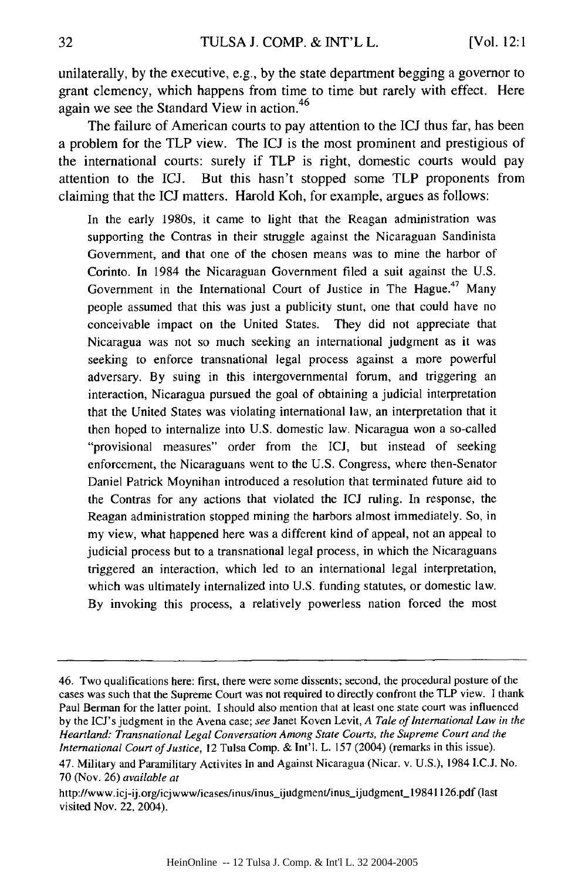unilaterally, by the executive, e.g., by the state department begging a governor to grant clemency, which happens from time to time but rarely with effect. Here again we see the Standard View in action.[46]

The failure of American courts to pay attention to the ICJ thus far, has been a problem for the TLP view. The ICJ is the most prominent and prestigious of the international courts: surely if TLP is right, domestic courts would pay attention to the ICJ. But this hasn't stopped some TLP proponents from claiming that the ICJ matters. Harold Koh, for example, argues as follows:

> In the early 1980s, it came to light that the Reagan administration was supporting the Contras in their struggle against the Nicaraguan Sandinista Government, and that one of the chosen means was to mine the harbor of Corinto. In 1984 the Nicaraguan Government filed a suit against the U.S. Government in the International Court of Justice in The Hague.[47] Many people assumed that this was just a publicity stunt, one that could have no conceivable impact on the United States. They did not appreciate that Nicaragua was not so much seeking an international judgment as it was seeking to enforce transnational legal process against a more powerful adversary. By suing in this intergovernmental forum, and triggering an interaction, Nicaragua pursued the goal of obtaining a judicial interpretation that the United States was violating international law, an interpretation that it then hoped to internalize into U.S. domestic law. Nicaragua won a so-called "provisional measures" order from the ICJ, but instead of seeking enforcement, the Nicaraguans went to the U.S. Congress, where then-Senator Daniel Patrick Moynihan introduced a resolution that terminated future aid to the Contras for any actions that violated the ICJ ruling. In response, the Reagan administration stopped mining the harbors almost immediately. So, in my view, what happened here was a different kind of appeal, not an appeal to judicial process but to a transnational legal process, in which the Nicaraguans triggered an interaction, which led to an international legal interpretation, which was ultimately internalized into U.S. funding statutes, or domestic law. By invoking this process, a relatively powerless nation forced the most

---

46. Two qualifications here: first, there were some dissents; second, the procedural posture of the cases was such that the Supreme Court was not required to directly confront the TLP view. I thank Paul Berman for the latter point. I should also mention that at least one state court was influenced by the ICJ's judgment in the Avena case; *see* Janet Koven Levit, *A Tale of International Law in the Heartland: Transnational Legal Conversation Among State Courts, the Supreme Court and the International Court of Justice*, 12 Tulsa Comp. & Int'l. L. 157 (2004) (remarks in this issue).

47. Military and Paramilitary Activites In and Against Nicaragua (Nicar. v. U.S.), 1984 I.C.J. No. 70 (Nov. 26) *available at* http://www.icj-ij.org/icjwww/icases/inus/inus_ijudgment/inus_ijudgment_19841126.pdf (last visited Nov. 22, 2004).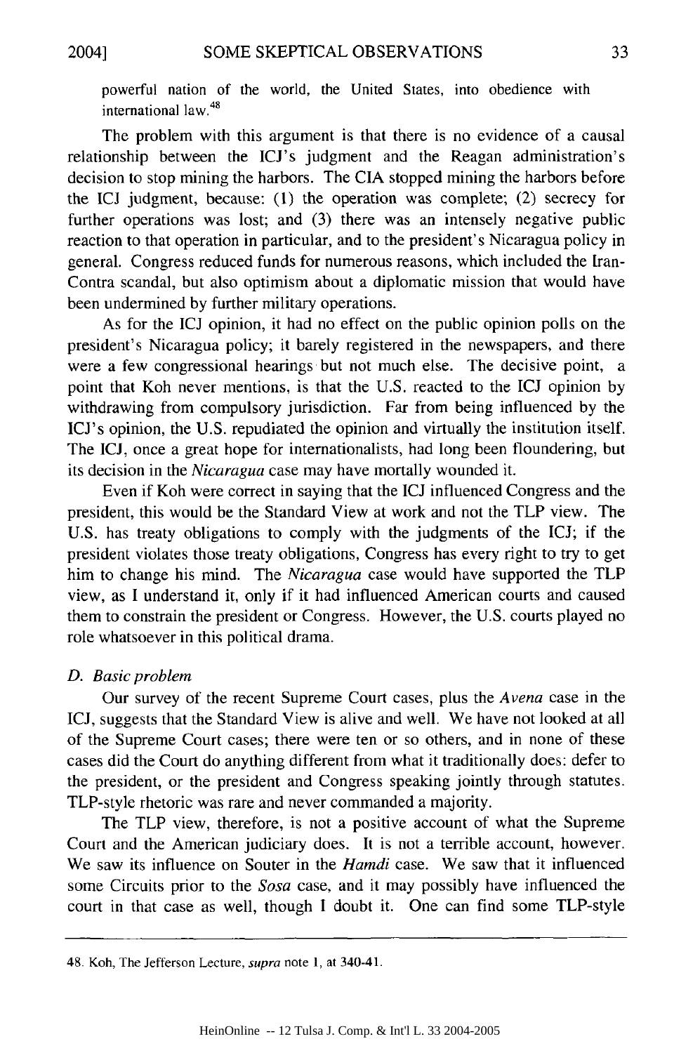powerful nation of the world, the United States, into obedience with international law.[48]

The problem with this argument is that there is no evidence of a causal relationship between the ICJ's judgment and the Reagan administration's decision to stop mining the harbors. The CIA stopped mining the harbors before the ICJ judgment, because: (1) the operation was complete; (2) secrecy for further operations was lost; and (3) there was an intensely negative public reaction to that operation in particular, and to the president's Nicaragua policy in general. Congress reduced funds for numerous reasons, which included the Iran-Contra scandal, but also optimism about a diplomatic mission that would have been undermined by further military operations.

As for the ICJ opinion, it had no effect on the public opinion polls on the president's Nicaragua policy; it barely registered in the newspapers, and there were a few congressional hearings but not much else. The decisive point, a point that Koh never mentions, is that the U.S. reacted to the ICJ opinion by withdrawing from compulsory jurisdiction. Far from being influenced by the ICJ's opinion, the U.S. repudiated the opinion and virtually the institution itself. The ICJ, once a great hope for internationalists, had long been floundering, but its decision in the *Nicaragua* case may have mortally wounded it.

Even if Koh were correct in saying that the ICJ influenced Congress and the president, this would be the Standard View at work and not the TLP view. The U.S. has treaty obligations to comply with the judgments of the ICJ; if the president violates those treaty obligations, Congress has every right to try to get him to change his mind. The *Nicaragua* case would have supported the TLP view, as I understand it, only if it had influenced American courts and caused them to constrain the president or Congress. However, the U.S. courts played no role whatsoever in this political drama.

### *D. Basic problem*

Our survey of the recent Supreme Court cases, plus the *Avena* case in the ICJ, suggests that the Standard View is alive and well. We have not looked at all of the Supreme Court cases; there were ten or so others, and in none of these cases did the Court do anything different from what it traditionally does: defer to the president, or the president and Congress speaking jointly through statutes. TLP-style rhetoric was rare and never commanded a majority.

The TLP view, therefore, is not a positive account of what the Supreme Court and the American judiciary does. It is not a terrible account, however. We saw its influence on Souter in the *Hamdi* case. We saw that it influenced some Circuits prior to the *Sosa* case, and it may possibly have influenced the court in that case as well, though I doubt it. One can find some TLP-style

---

48. Koh, The Jefferson Lecture, *supra* note 1, at 340-41.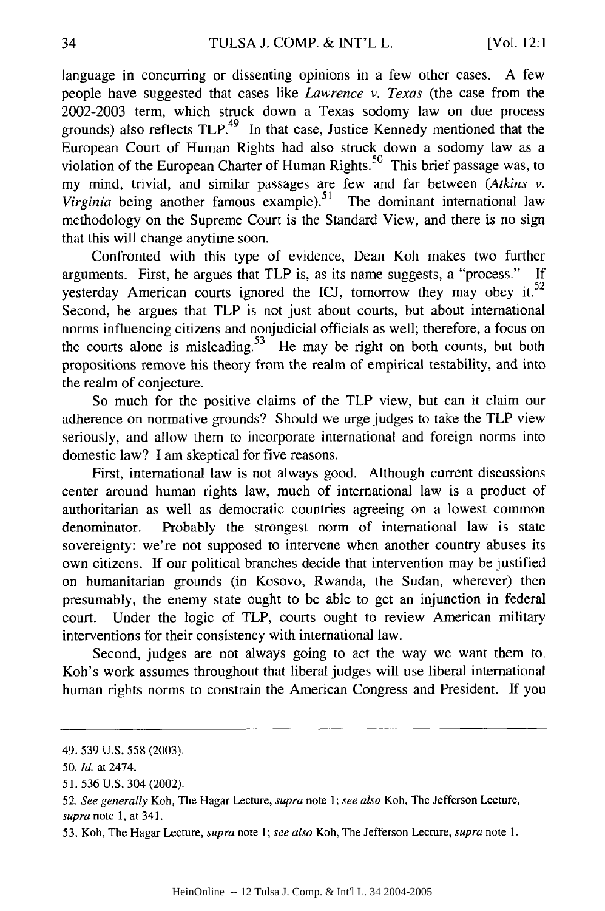language in concurring or dissenting opinions in a few other cases. A few people have suggested that cases like *Lawrence v. Texas* (the case from the 2002-2003 term, which struck down a Texas sodomy law on due process grounds) also reflects TLP.[49] In that case, Justice Kennedy mentioned that the European Court of Human Rights had also struck down a sodomy law as a violation of the European Charter of Human Rights.[50] This brief passage was, to my mind, trivial, and similar passages are few and far between (*Atkins v. Virginia* being another famous example).[51] The dominant international law methodology on the Supreme Court is the Standard View, and there is no sign that this will change anytime soon.

Confronted with this type of evidence, Dean Koh makes two further arguments. First, he argues that TLP is, as its name suggests, a "process." If yesterday American courts ignored the ICJ, tomorrow they may obey it.[52] Second, he argues that TLP is not just about courts, but about international norms influencing citizens and nonjudicial officials as well; therefore, a focus on the courts alone is misleading.[53] He may be right on both counts, but both propositions remove his theory from the realm of empirical testability, and into the realm of conjecture.

So much for the positive claims of the TLP view, but can it claim our adherence on normative grounds? Should we urge judges to take the TLP view seriously, and allow them to incorporate international and foreign norms into domestic law? I am skeptical for five reasons.

First, international law is not always good. Although current discussions center around human rights law, much of international law is a product of authoritarian as well as democratic countries agreeing on a lowest common denominator. Probably the strongest norm of international law is state sovereignty: we're not supposed to intervene when another country abuses its own citizens. If our political branches decide that intervention may be justified on humanitarian grounds (in Kosovo, Rwanda, the Sudan, wherever) then presumably, the enemy state ought to be able to get an injunction in federal court. Under the logic of TLP, courts ought to review American military interventions for their consistency with international law.

Second, judges are not always going to act the way we want them to. Koh's work assumes throughout that liberal judges will use liberal international human rights norms to constrain the American Congress and President. If you

---

49. 539 U.S. 558 (2003).

50. *Id.* at 2474.

51. 536 U.S. 304 (2002).

52. *See generally* Koh, The Hagar Lecture, *supra* note 1; *see also* Koh, The Jefferson Lecture, *supra* note 1, at 341.

53. Koh, The Hagar Lecture, *supra* note 1; *see also* Koh, The Jefferson Lecture, *supra* note 1.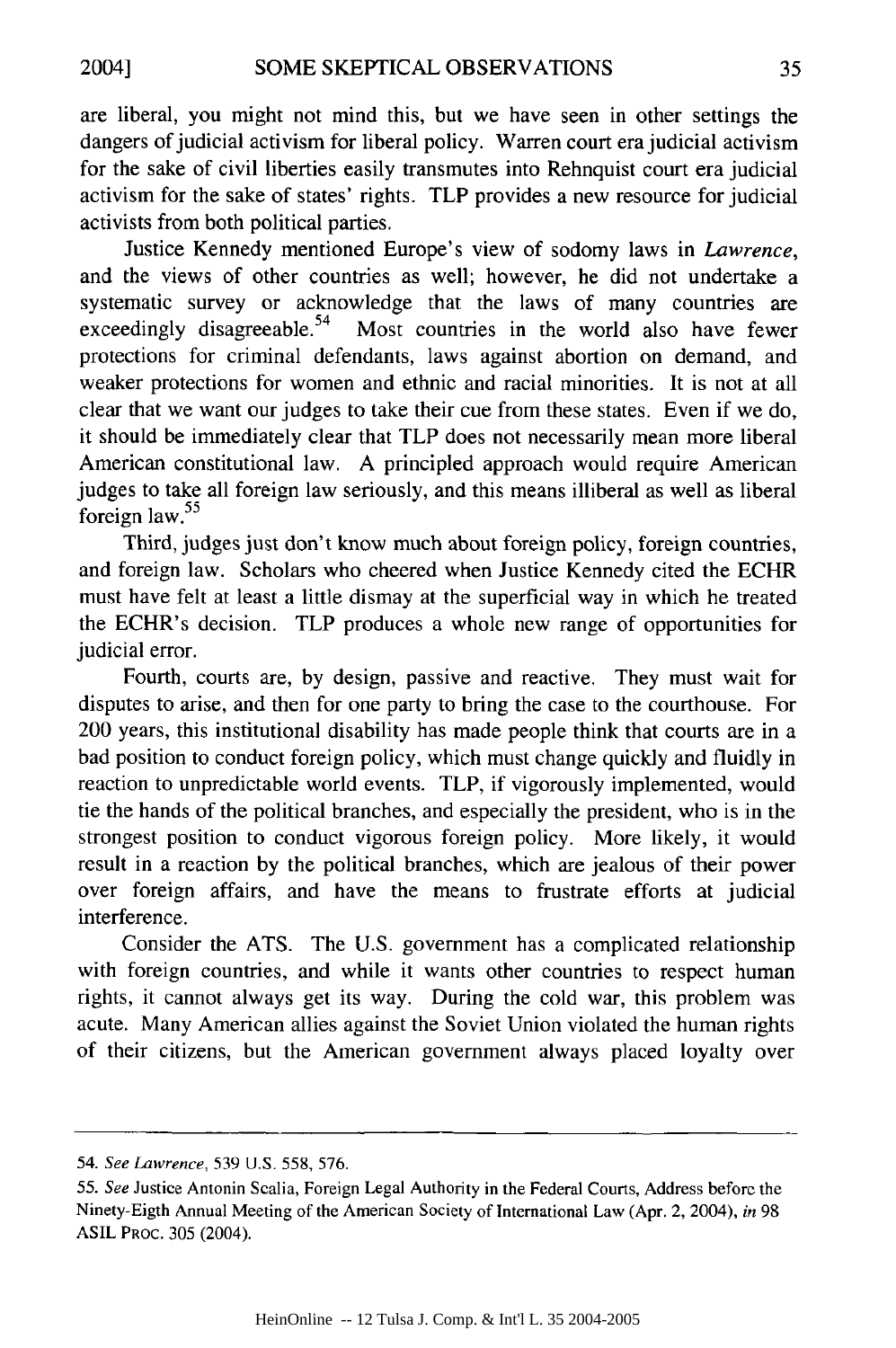are liberal, you might not mind this, but we have seen in other settings the dangers of judicial activism for liberal policy. Warren court era judicial activism for the sake of civil liberties easily transmutes into Rehnquist court era judicial activism for the sake of states' rights. TLP provides a new resource for judicial activists from both political parties.

Justice Kennedy mentioned Europe's view of sodomy laws in *Lawrence*, and the views of other countries as well; however, he did not undertake a systematic survey or acknowledge that the laws of many countries are exceedingly disagreeable.[54] Most countries in the world also have fewer protections for criminal defendants, laws against abortion on demand, and weaker protections for women and ethnic and racial minorities. It is not at all clear that we want our judges to take their cue from these states. Even if we do, it should be immediately clear that TLP does not necessarily mean more liberal American constitutional law. A principled approach would require American judges to take all foreign law seriously, and this means illiberal as well as liberal foreign law.[55]

Third, judges just don't know much about foreign policy, foreign countries, and foreign law. Scholars who cheered when Justice Kennedy cited the ECHR must have felt at least a little dismay at the superficial way in which he treated the ECHR's decision. TLP produces a whole new range of opportunities for judicial error.

Fourth, courts are, by design, passive and reactive. They must wait for disputes to arise, and then for one party to bring the case to the courthouse. For 200 years, this institutional disability has made people think that courts are in a bad position to conduct foreign policy, which must change quickly and fluidly in reaction to unpredictable world events. TLP, if vigorously implemented, would tie the hands of the political branches, and especially the president, who is in the strongest position to conduct vigorous foreign policy. More likely, it would result in a reaction by the political branches, which are jealous of their power over foreign affairs, and have the means to frustrate efforts at judicial interference.

Consider the ATS. The U.S. government has a complicated relationship with foreign countries, and while it wants other countries to respect human rights, it cannot always get its way. During the cold war, this problem was acute. Many American allies against the Soviet Union violated the human rights of their citizens, but the American government always placed loyalty over

---

54. *See Lawrence*, 539 U.S. 558, 576.

55. *See* Justice Antonin Scalia, Foreign Legal Authority in the Federal Courts, Address before the Ninety-Eigth Annual Meeting of the American Society of International Law (Apr. 2, 2004), *in* 98 ASIL PROC. 305 (2004).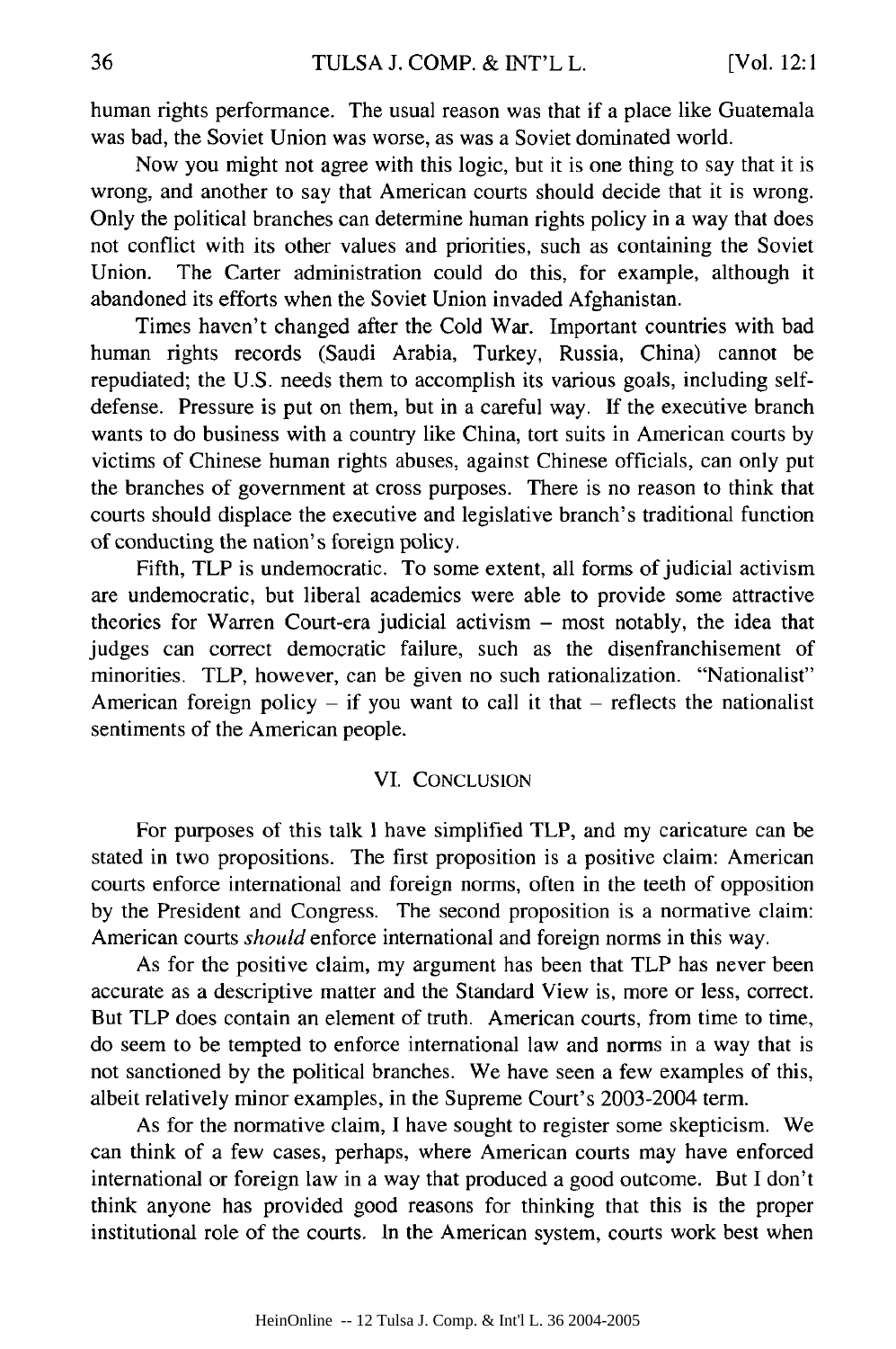human rights performance. The usual reason was that if a place like Guatemala was bad, the Soviet Union was worse, as was a Soviet dominated world.

Now you might not agree with this logic, but it is one thing to say that it is wrong, and another to say that American courts should decide that it is wrong. Only the political branches can determine human rights policy in a way that does not conflict with its other values and priorities, such as containing the Soviet Union. The Carter administration could do this, for example, although it abandoned its efforts when the Soviet Union invaded Afghanistan.

Times haven't changed after the Cold War. Important countries with bad human rights records (Saudi Arabia, Turkey, Russia, China) cannot be repudiated; the U.S. needs them to accomplish its various goals, including self-defense. Pressure is put on them, but in a careful way. If the executive branch wants to do business with a country like China, tort suits in American courts by victims of Chinese human rights abuses, against Chinese officials, can only put the branches of government at cross purposes. There is no reason to think that courts should displace the executive and legislative branch's traditional function of conducting the nation's foreign policy.

Fifth, TLP is undemocratic. To some extent, all forms of judicial activism are undemocratic, but liberal academics were able to provide some attractive theories for Warren Court-era judicial activism – most notably, the idea that judges can correct democratic failure, such as the disenfranchisement of minorities. TLP, however, can be given no such rationalization. "Nationalist" American foreign policy – if you want to call it that – reflects the nationalist sentiments of the American people.

## VI. CONCLUSION

For purposes of this talk I have simplified TLP, and my caricature can be stated in two propositions. The first proposition is a positive claim: American courts enforce international and foreign norms, often in the teeth of opposition by the President and Congress. The second proposition is a normative claim: American courts *should* enforce international and foreign norms in this way.

As for the positive claim, my argument has been that TLP has never been accurate as a descriptive matter and the Standard View is, more or less, correct. But TLP does contain an element of truth. American courts, from time to time, do seem to be tempted to enforce international law and norms in a way that is not sanctioned by the political branches. We have seen a few examples of this, albeit relatively minor examples, in the Supreme Court's 2003-2004 term.

As for the normative claim, I have sought to register some skepticism. We can think of a few cases, perhaps, where American courts may have enforced international or foreign law in a way that produced a good outcome. But I don't think anyone has provided good reasons for thinking that this is the proper institutional role of the courts. In the American system, courts work best when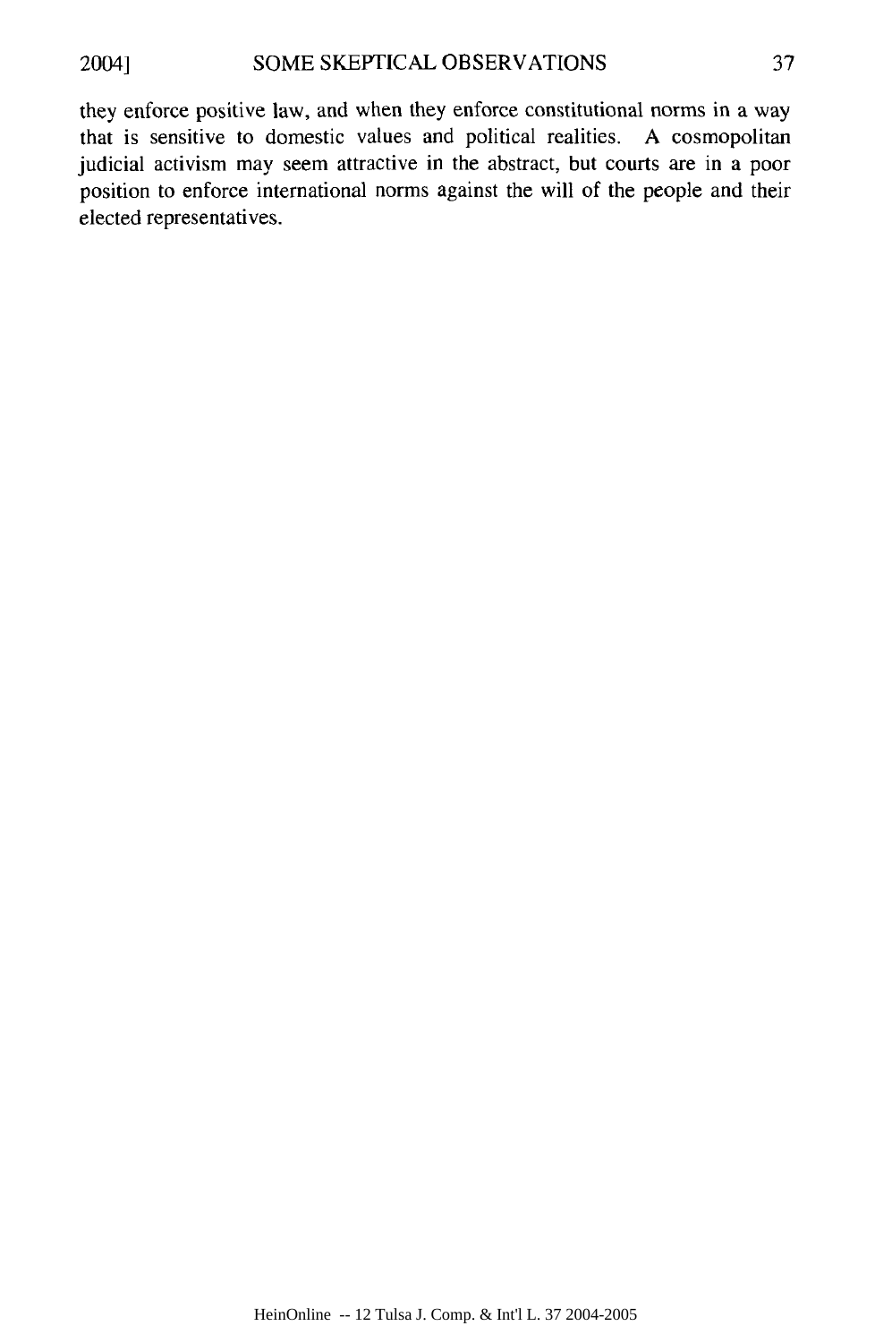they enforce positive law, and when they enforce constitutional norms in a way that is sensitive to domestic values and political realities. A cosmopolitan judicial activism may seem attractive in the abstract, but courts are in a poor position to enforce international norms against the will of the people and their elected representatives.